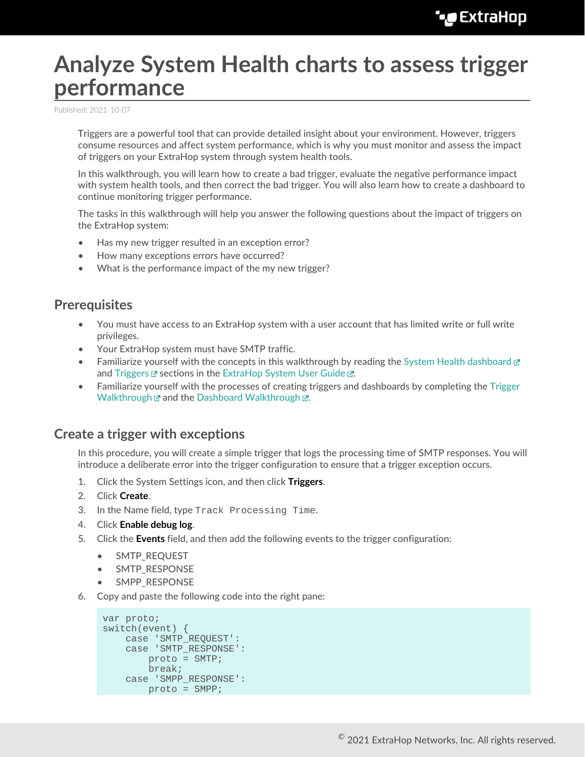# Analyze System Health charts to assess trigger performance

Published: 2021-10-07

Triggers are a powerful tool that can provide detailed insight about your environment. However, triggers consume resources and affect system performance, which is why you must monitor and assess the impact of triggers on your ExtraHop system through system health tools.

In this walkthrough, you will learn how to create a bad trigger, evaluate the negative performance impact with system health tools, and then correct the bad trigger. You will also learn how to create a dashboard to continue monitoring trigger performance.

The tasks in this walkthrough will help you answer the following questions about the impact of triggers on the ExtraHop system:

- Has my new trigger resulted in an exception error?
- How many exceptions errors have occurred?
- What is the performance impact of the my new trigger?

## Prerequisites

- You must have access to an ExtraHop system with a user account that has limited write or full write privileges.
- Your ExtraHop system must have SMTP traffic.
- Familiarize yourself with the concepts in this walkthrough by reading the System Health dashboard and Triggers sections in the ExtraHop System User Guide.
- Familiarize yourself with the processes of creating triggers and dashboards by completing the Trigger Walkthrough and the Dashboard Walkthrough.

## Create a trigger with exceptions

In this procedure, you will create a simple trigger that logs the processing time of SMTP responses. You will introduce a deliberate error into the trigger configuration to ensure that a trigger exception occurs.

1. Click the System Settings icon, and then click **Triggers**.
2. Click **Create**.
3. In the Name field, type `Track Processing Time`.
4. Click **Enable debug log**.
5. Click the **Events** field, and then add the following events to the trigger configuration:
   - SMTP_REQUEST
   - SMTP_RESPONSE
   - SMPP_RESPONSE
6. Copy and paste the following code into the right pane:

```
var proto;
switch(event) {
    case 'SMTP_REQUEST':
    case 'SMTP_RESPONSE':
        proto = SMTP;
        break;
    case 'SMPP_RESPONSE':
        proto = SMPP;
```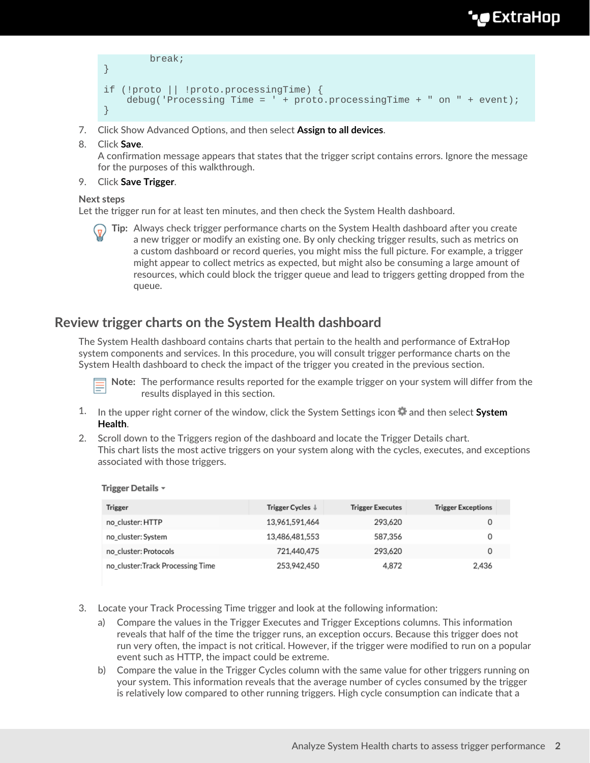```
        break;
}

if (!proto || !proto.processingTime) {
    debug('Processing Time = ' + proto.processingTime + " on " + event);
}
```

7. Click Show Advanced Options, and then select **Assign to all devices**.
8. Click **Save**.
   A confirmation message appears that states that the trigger script contains errors. Ignore the message for the purposes of this walkthrough.
9. Click **Save Trigger**.

**Next steps**

Let the trigger run for at least ten minutes, and then check the System Health dashboard.

> **Tip:** Always check trigger performance charts on the System Health dashboard after you create a new trigger or modify an existing one. By only checking trigger results, such as metrics on a custom dashboard or record queries, you might miss the full picture. For example, a trigger might appear to collect metrics as expected, but might also be consuming a large amount of resources, which could block the trigger queue and lead to triggers getting dropped from the queue.

## Review trigger charts on the System Health dashboard

The System Health dashboard contains charts that pertain to the health and performance of ExtraHop system components and services. In this procedure, you will consult trigger performance charts on the System Health dashboard to check the impact of the trigger you created in the previous section.

> **Note:** The performance results reported for the example trigger on your system will differ from the results displayed in this section.

1. In the upper right corner of the window, click the System Settings icon and then select **System Health**.
2. Scroll down to the Triggers region of the dashboard and locate the Trigger Details chart.
   This chart lists the most active triggers on your system along with the cycles, executes, and exceptions associated with those triggers.

**Trigger Details**

| Trigger | Trigger Cycles ↓ | Trigger Executes | Trigger Exceptions |
|---|---|---|---|
| no_cluster: HTTP | 13,961,591,464 | 293,620 | 0 |
| no_cluster: System | 13,486,481,553 | 587,356 | 0 |
| no_cluster: Protocols | 721,440,475 | 293,620 | 0 |
| no_cluster:Track Processing Time | 253,942,450 | 4,872 | 2,436 |

3. Locate your Track Processing Time trigger and look at the following information:
   a) Compare the values in the Trigger Executes and Trigger Exceptions columns. This information reveals that half of the time the trigger runs, an exception occurs. Because this trigger does not run very often, the impact is not critical. However, if the trigger were modified to run on a popular event such as HTTP, the impact could be extreme.
   b) Compare the value in the Trigger Cycles column with the same value for other triggers running on your system. This information reveals that the average number of cycles consumed by the trigger is relatively low compared to other running triggers. High cycle consumption can indicate that a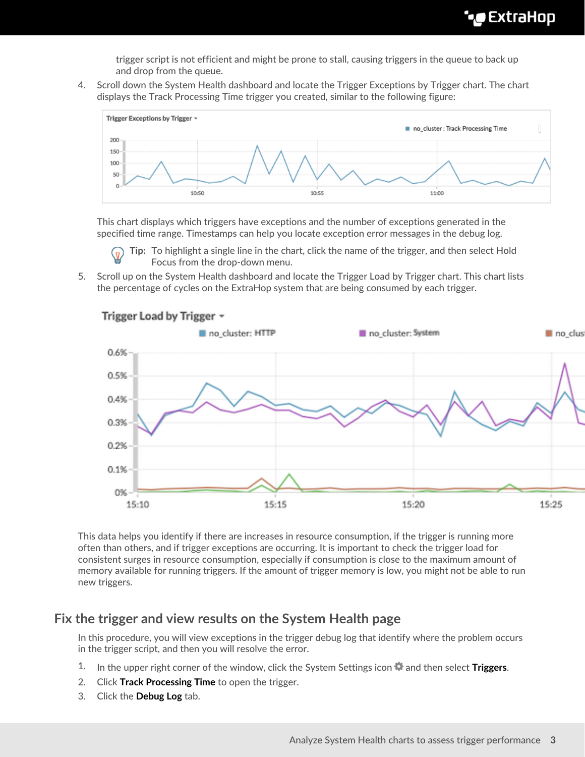trigger script is not efficient and might be prone to stall, causing triggers in the queue to back up and drop from the queue.

4. Scroll down the System Health dashboard and locate the Trigger Exceptions by Trigger chart. The chart displays the Track Processing Time trigger you created, similar to the following figure:

   This chart displays which triggers have exceptions and the number of exceptions generated in the specified time range. Timestamps can help you locate exception error messages in the debug log.

   **Tip:** To highlight a single line in the chart, click the name of the trigger, and then select Hold Focus from the drop-down menu.

5. Scroll up on the System Health dashboard and locate the Trigger Load by Trigger chart. This chart lists the percentage of cycles on the ExtraHop system that are being consumed by each trigger.

This data helps you identify if there are increases in resource consumption, if the trigger is running more often than others, and if trigger exceptions are occurring. It is important to check the trigger load for consistent surges in resource consumption, especially if consumption is close to the maximum amount of memory available for running triggers. If the amount of trigger memory is low, you might not be able to run new triggers.

## Fix the trigger and view results on the System Health page

In this procedure, you will view exceptions in the trigger debug log that identify where the problem occurs in the trigger script, and then you will resolve the error.

1. In the upper right corner of the window, click the System Settings icon and then select **Triggers**.
2. Click **Track Processing Time** to open the trigger.
3. Click the **Debug Log** tab.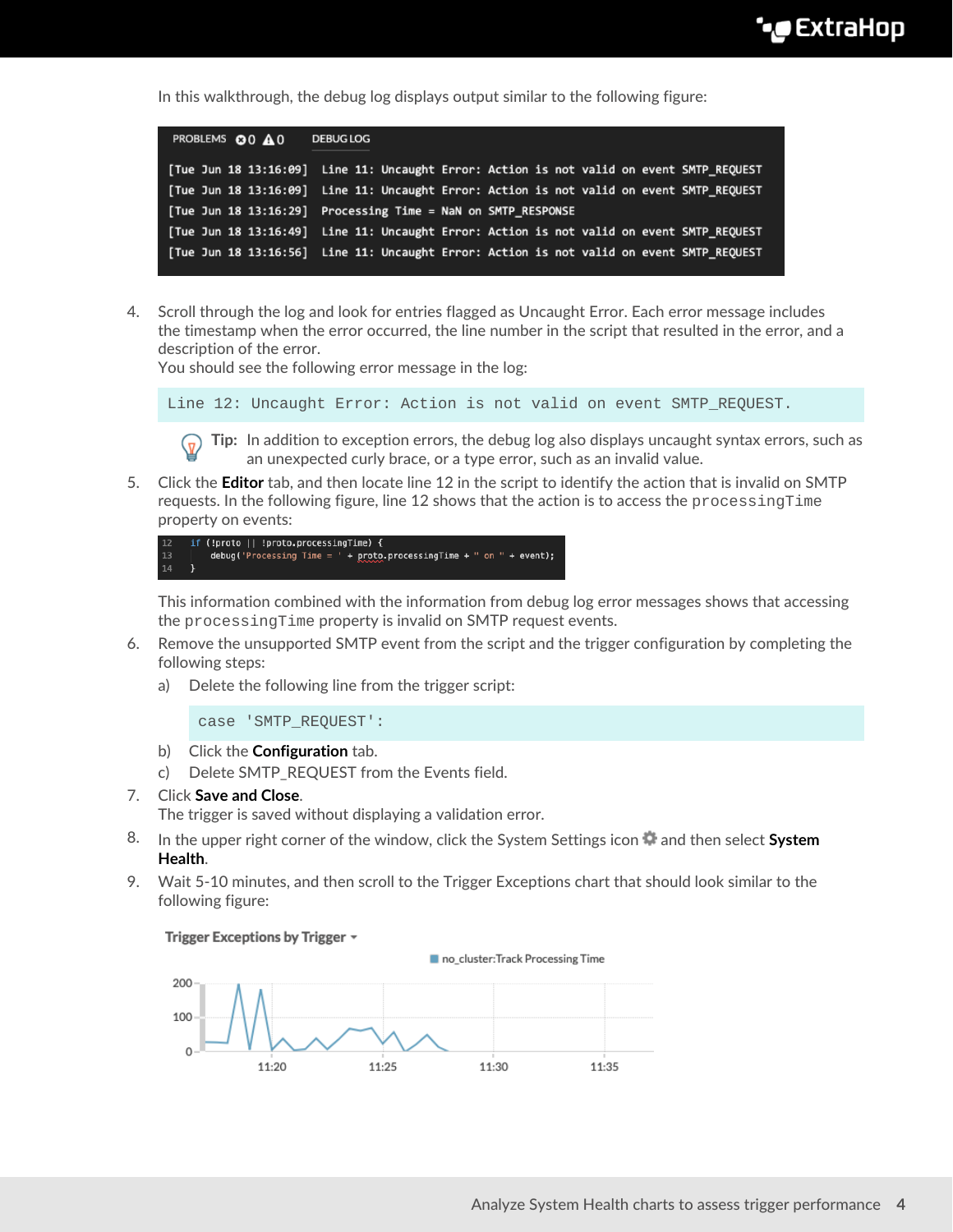In this walkthrough, the debug log displays output similar to the following figure:

```
PROBLEMS ⊗0 ⚠0    DEBUG LOG

[Tue Jun 18 13:16:09]  Line 11: Uncaught Error: Action is not valid on event SMTP_REQUEST
[Tue Jun 18 13:16:09]  Line 11: Uncaught Error: Action is not valid on event SMTP_REQUEST
[Tue Jun 18 13:16:29]  Processing Time = NaN on SMTP_RESPONSE
[Tue Jun 18 13:16:49]  Line 11: Uncaught Error: Action is not valid on event SMTP_REQUEST
[Tue Jun 18 13:16:56]  Line 11: Uncaught Error: Action is not valid on event SMTP_REQUEST
```

4. Scroll through the log and look for entries flagged as Uncaught Error. Each error message includes the timestamp when the error occurred, the line number in the script that resulted in the error, and a description of the error.
   You should see the following error message in the log:

   ```
   Line 12: Uncaught Error: Action is not valid on event SMTP_REQUEST.
   ```

   **Tip:** In addition to exception errors, the debug log also displays uncaught syntax errors, such as an unexpected curly brace, or a type error, such as an invalid value.

5. Click the **Editor** tab, and then locate line 12 in the script to identify the action that is invalid on SMTP requests. In the following figure, line 12 shows that the action is to access the `processingTime` property on events:

   ```
   12  if (!proto || !proto.processingTime) {
   13      debug('Processing Time = ' + proto.processingTime + " on " + event);
   14  }
   ```

   This information combined with the information from debug log error messages shows that accessing the `processingTime` property is invalid on SMTP request events.

6. Remove the unsupported SMTP event from the script and the trigger configuration by completing the following steps:
   a) Delete the following line from the trigger script:

   ```
   case 'SMTP_REQUEST':
   ```

   b) Click the **Configuration** tab.
   c) Delete SMTP_REQUEST from the Events field.

7. Click **Save and Close**.
   The trigger is saved without displaying a validation error.

8. In the upper right corner of the window, click the System Settings icon and then select **System Health**.

9. Wait 5-10 minutes, and then scroll to the Trigger Exceptions chart that should look similar to the following figure:

Trigger Exceptions by Trigger

no_cluster:Track Processing Time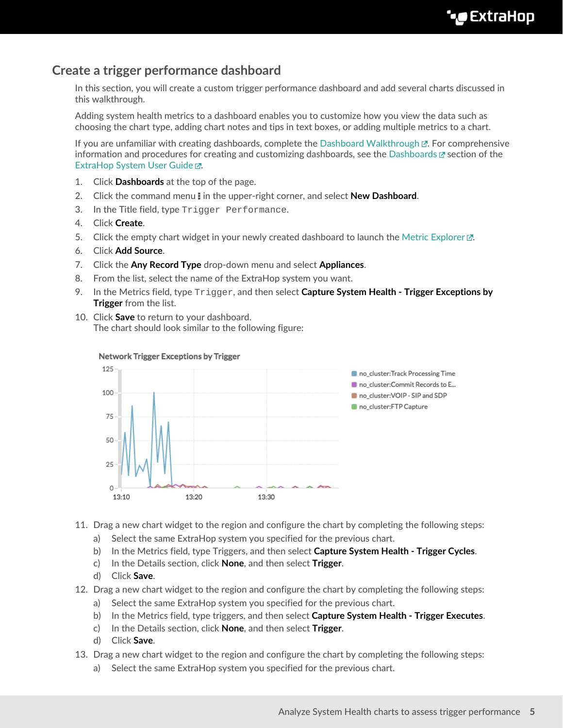## Create a trigger performance dashboard

In this section, you will create a custom trigger performance dashboard and add several charts discussed in this walkthrough.

Adding system health metrics to a dashboard enables you to customize how you view the data such as choosing the chart type, adding chart notes and tips in text boxes, or adding multiple metrics to a chart.

If you are unfamiliar with creating dashboards, complete the Dashboard Walkthrough. For comprehensive information and procedures for creating and customizing dashboards, see the Dashboards section of the ExtraHop System User Guide.

1. Click **Dashboards** at the top of the page.
2. Click the command menu in the upper-right corner, and select **New Dashboard**.
3. In the Title field, type `Trigger Performance`.
4. Click **Create**.
5. Click the empty chart widget in your newly created dashboard to launch the Metric Explorer.
6. Click **Add Source**.
7. Click the **Any Record Type** drop-down menu and select **Appliances**.
8. From the list, select the name of the ExtraHop system you want.
9. In the Metrics field, type `Trigger`, and then select **Capture System Health - Trigger Exceptions by Trigger** from the list.
10. Click **Save** to return to your dashboard.
    The chart should look similar to the following figure:

11. Drag a new chart widget to the region and configure the chart by completing the following steps:
    a) Select the same ExtraHop system you specified for the previous chart.
    b) In the Metrics field, type Triggers, and then select **Capture System Health - Trigger Cycles**.
    c) In the Details section, click **None**, and then select **Trigger**.
    d) Click **Save**.
12. Drag a new chart widget to the region and configure the chart by completing the following steps:
    a) Select the same ExtraHop system you specified for the previous chart.
    b) In the Metrics field, type triggers, and then select **Capture System Health - Trigger Executes**.
    c) In the Details section, click **None**, and then select **Trigger**.
    d) Click **Save**.
13. Drag a new chart widget to the region and configure the chart by completing the following steps:
    a) Select the same ExtraHop system you specified for the previous chart.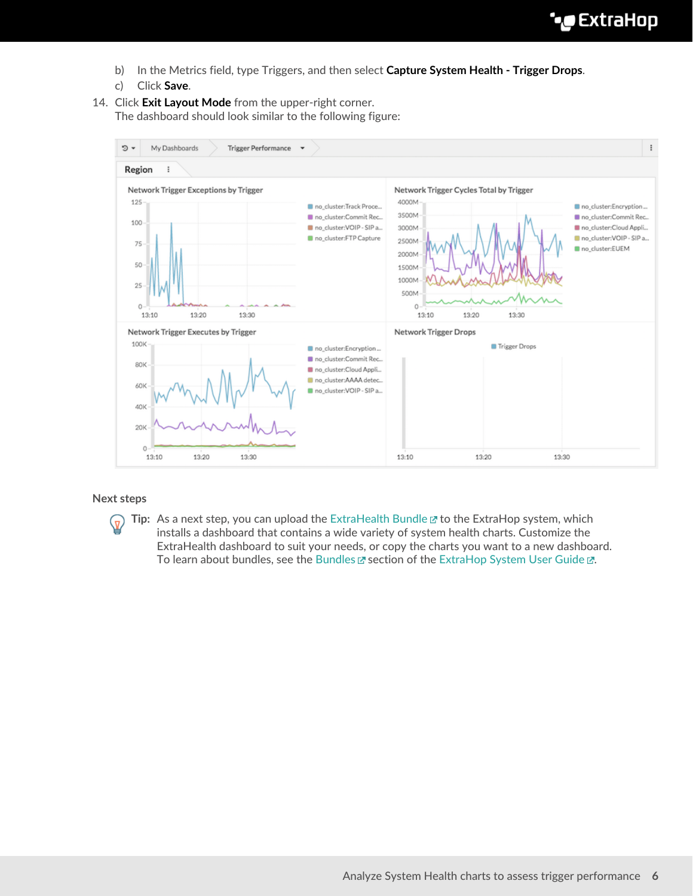b) In the Metrics field, type Triggers, and then select **Capture System Health - Trigger Drops**.

c) Click **Save**.

14. Click **Exit Layout Mode** from the upper-right corner.
    The dashboard should look similar to the following figure:

My Dashboards
Trigger Performance
Region

Network Trigger Exceptions by Trigger
125
100
75
50
25
0
13:10
13:20
13:30
no_cluster:Track Proce...
no_cluster:Commit Rec...
no_cluster:VOIP - SIP a...
no_cluster:FTP Capture

Network Trigger Cycles Total by Trigger
4000M
3500M
3000M
2500M
2000M
1500M
1000M
500M
0
13:10
13:20
13:30
no_cluster:Encryption...
no_cluster:Commit Rec...
no_cluster:Cloud Appli...
no_cluster:VOIP - SIP a...
no_cluster:EUEM

Network Trigger Executes by Trigger
100K
80K
60K
40K
20K
0
13:10
13:20
13:30
no_cluster:Encryption...
no_cluster:Commit Rec...
no_cluster:Cloud Appli...
no_cluster:AAAA detec...
no_cluster:VOIP - SIP a...

Network Trigger Drops
Trigger Drops
13:10
13:20
13:30

## Next steps

**Tip:** As a next step, you can upload the ExtraHealth Bundle to the ExtraHop system, which installs a dashboard that contains a wide variety of system health charts. Customize the ExtraHealth dashboard to suit your needs, or copy the charts you want to a new dashboard. To learn about bundles, see the Bundles section of the ExtraHop System User Guide.